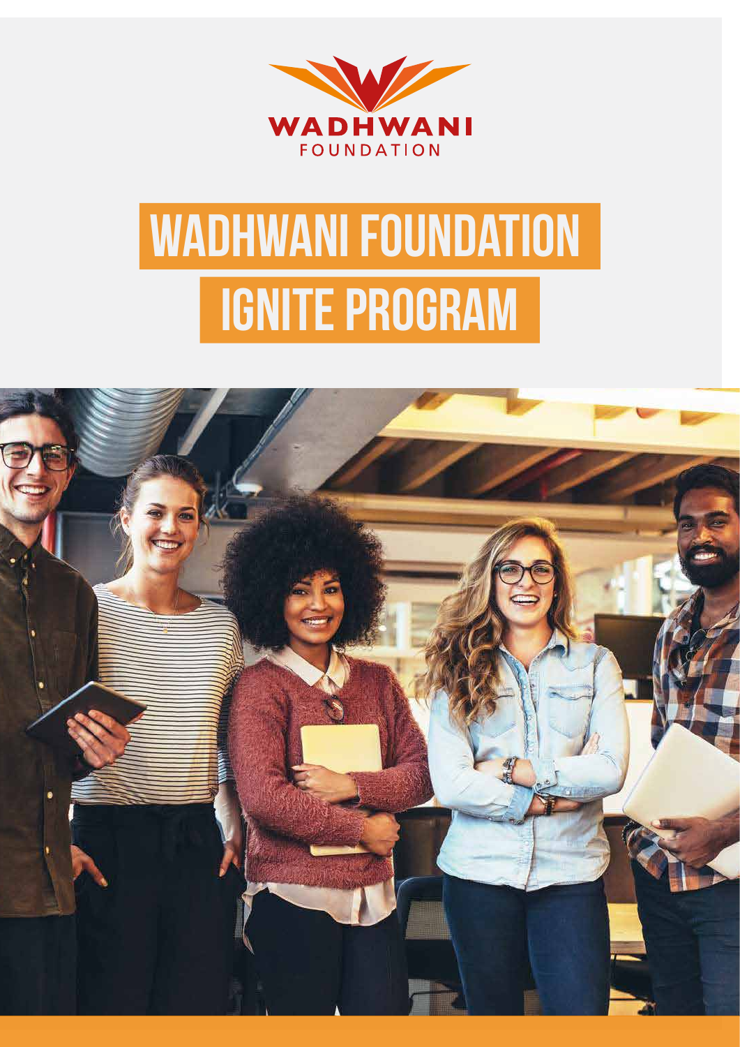WADHWANI
FOUNDATION

# WADHWANI FOUNDATION
# IGNITE PROGRAM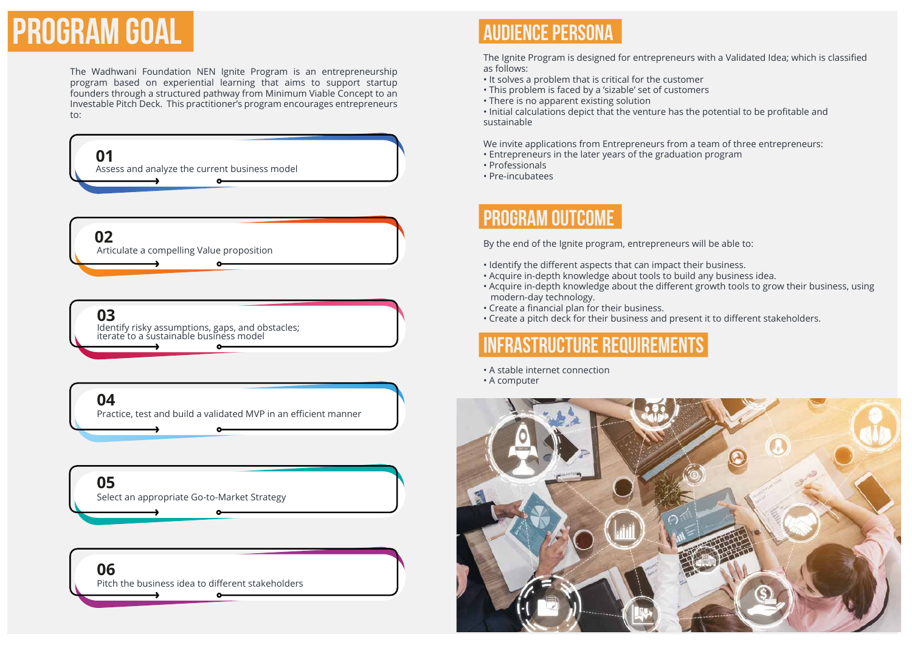# PROGRAM GOAL

The Wadhwani Foundation NEN Ignite Program is an entrepreneurship program based on experiential learning that aims to support startup founders through a structured pathway from Minimum Viable Concept to an Investable Pitch Deck. This practitioner's program encourages entrepreneurs to:

**01**
Assess and analyze the current business model

**02**
Articulate a compelling Value proposition

**03**
Identify risky assumptions, gaps, and obstacles; iterate to a sustainable business model

**04**
Practice, test and build a validated MVP in an efficient manner

**05**
Select an appropriate Go-to-Market Strategy

**06**
Pitch the business idea to different stakeholders

# AUDIENCE PERSONA

The Ignite Program is designed for entrepreneurs with a Validated Idea; which is classified as follows:

- It solves a problem that is critical for the customer
- This problem is faced by a 'sizable' set of customers
- There is no apparent existing solution
- Initial calculations depict that the venture has the potential to be profitable and sustainable

We invite applications from Entrepreneurs from a team of three entrepreneurs:

- Entrepreneurs in the later years of the graduation program
- Professionals
- Pre-incubatees

# PROGRAM OUTCOME

By the end of the Ignite program, entrepreneurs will be able to:

- Identify the different aspects that can impact their business.
- Acquire in-depth knowledge about tools to build any business idea.
- Acquire in-depth knowledge about the different growth tools to grow their business, using modern-day technology.
- Create a financial plan for their business.
- Create a pitch deck for their business and present it to different stakeholders.

# INFRASTRUCTURE REQUIREMENTS

- A stable internet connection
- A computer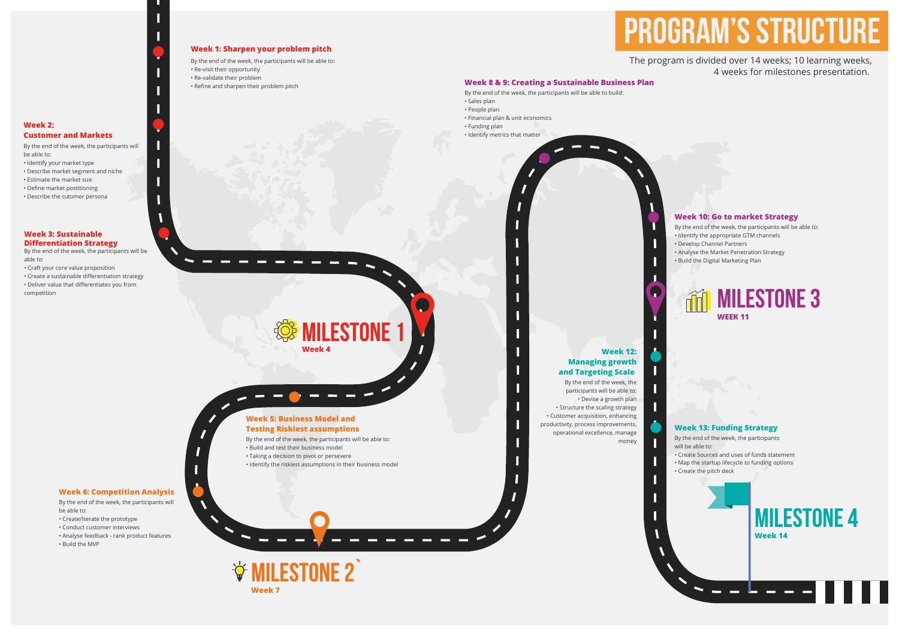# PROGRAM'S STRUCTURE

The program is divided over 14 weeks; 10 learning weeks, 4 weeks for milestones presentation.

### Week 1: Sharpen your problem pitch

By the end of the week, the participants will be able to:

- Re-visit their opportunity
- Re-validate their problem
- Refine and sharpen their problem pitch

### Week 2: Customer and Markets

By the end of the week, the participants will be able to:

- Identify your market type
- Describe market segment and niche
- Estimate the market size
- Define market postitioning
- Describe the cutomer persona

### Week 3: Sustainable Differentiation Strategy

By the end of the week, the participants will be able to:

- Craft your core value proposition
- Create a sustainable differentiation strategy
- Deliver value that differentiates you from competition

## MILESTONE 1

**Week 4**

### Week 5: Business Model and Testing Riskiest assumptions

By the end of the week, the participants will be able to:

- Build and test their business model
- Taking a decision to pivot or persevere
- Identify the riskiest assumptions in their business model

### Week 6: Competition Analysis

By the end of the week, the participants will be able to:

- Create/Iterate the prototype
- Conduct customer interviews
- Analyse feedback - rank product features
- Build the MVP

## MILESTONE 2`

**Week 7**

### Week 8 & 9: Creating a Sustainable Business Plan

By the end of the week, the participants will be able to build:

- Sales plan
- People plan
- Financial plan & unit economics
- Funding plan
- Identify metrics that matter

### Week 10: Go to market Strategy

By the end of the week, the participants will be able to:

- Identify the appropriate GTM channels
- Develop Channel Partners
- Analyse the Market Penetration Strategy
- Build the Digital Marketing Plan

## MILESTONE 3

**WEEK 11**

### Week 12: Managing growth and Targeting Scale

By the end of the week, the participants will be able to:

- Devise a growth plan
- Structure the scaling strategy
- Customer acquisition, enhancing productivity, process improvements, operational excellence, manage money

### Week 13: Funding Strategy

By the end of the week, the participants will be able to:

- Create Sources and uses of funds statement
- Map the startup lifecycle to funding options
- Create the pitch deck

## MILESTONE 4

**Week 14**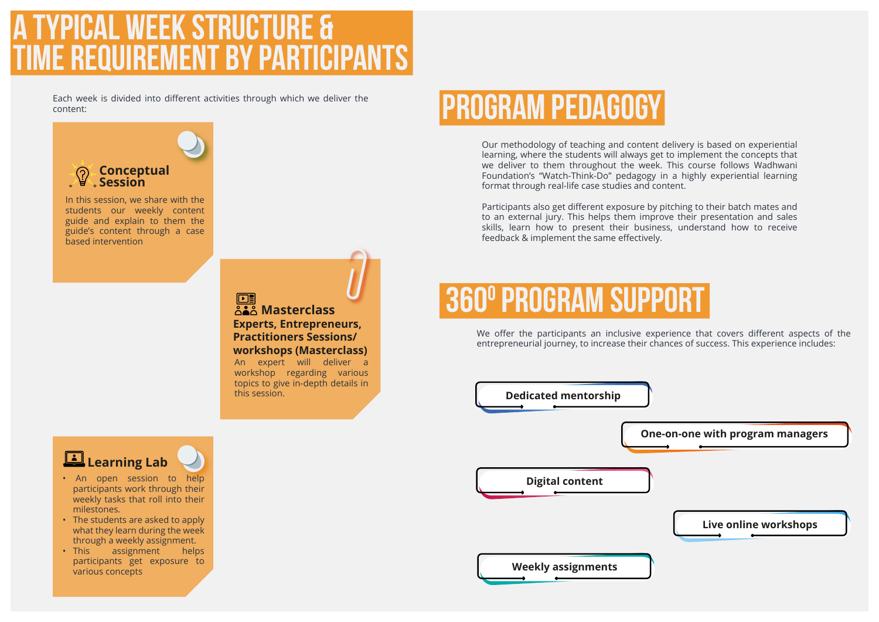# A TYPICAL WEEK STRUCTURE & TIME REQUIREMENT BY PARTICIPANTS

Each week is divided into different activities through which we deliver the content:

### Conceptual Session

In this session, we share with the students our weekly content guide and explain to them the guide's content through a case based intervention

### Masterclass

**Experts, Entrepreneurs, Practitioners Sessions/ workshops (Masterclass)**

An expert will deliver a workshop regarding various topics to give in-depth details in this session.

### Learning Lab

- An open session to help participants work through their weekly tasks that roll into their milestones.
- The students are asked to apply what they learn during the week through a weekly assignment.
- This assignment helps participants get exposure to various concepts

# PROGRAM PEDAGOGY

Our methodology of teaching and content delivery is based on experiential learning, where the students will always get to implement the concepts that we deliver to them throughout the week. This course follows Wadhwani Foundation's "Watch-Think-Do" pedagogy in a highly experiential learning format through real-life case studies and content.

Participants also get different exposure by pitching to their batch mates and to an external jury. This helps them improve their presentation and sales skills, learn how to present their business, understand how to receive feedback & implement the same effectively.

# 360$^{0}$ PROGRAM SUPPORT

We offer the participants an inclusive experience that covers different aspects of the entrepreneurial journey, to increase their chances of success. This experience includes:

- **Dedicated mentorship**
- **One-on-one with program managers**
- **Digital content**
- **Live online workshops**
- **Weekly assignments**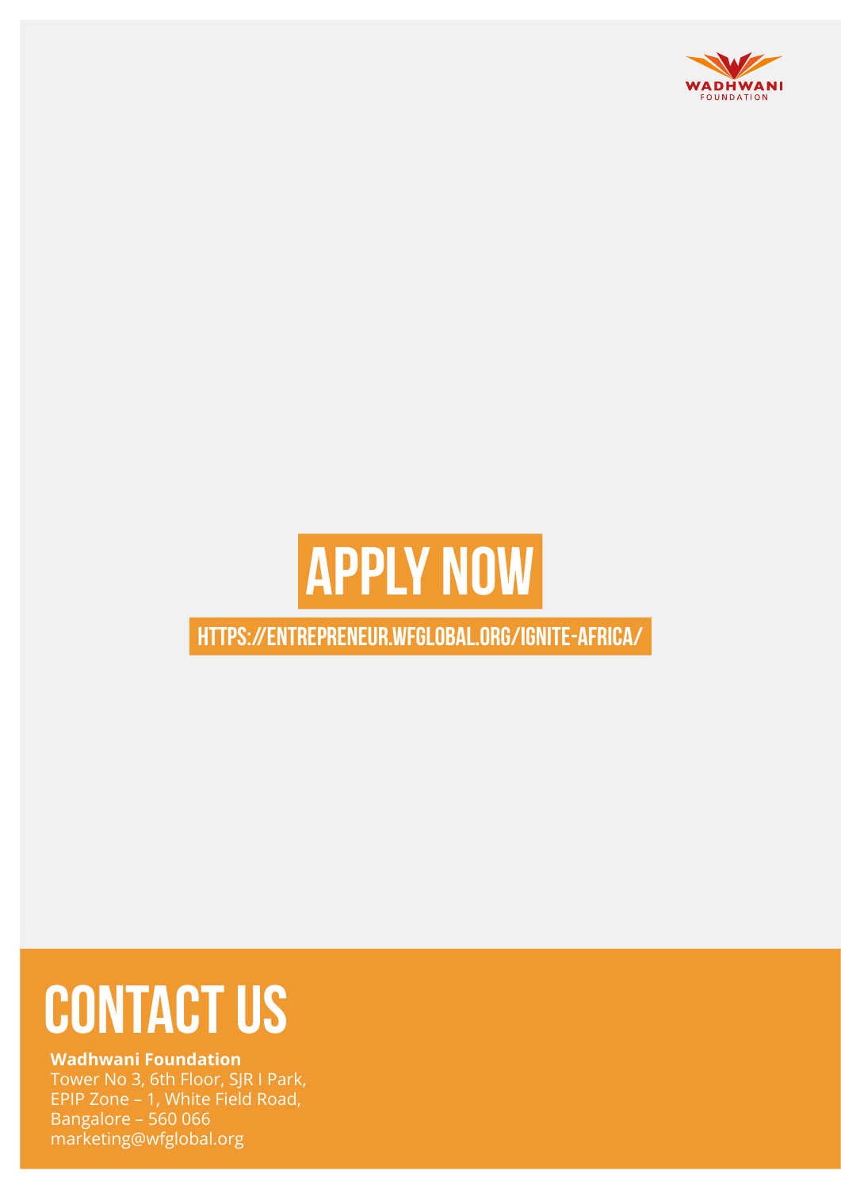WADHWANI
FOUNDATION

# APPLY NOW

HTTPS://ENTREPRENEUR.WFGLOBAL.ORG/IGNITE-AFRICA/

# CONTACT US

**Wadhwani Foundation**
Tower No 3, 6th Floor, SJR I Park,
EPIP Zone – 1, White Field Road,
Bangalore – 560 066
marketing@wfglobal.org